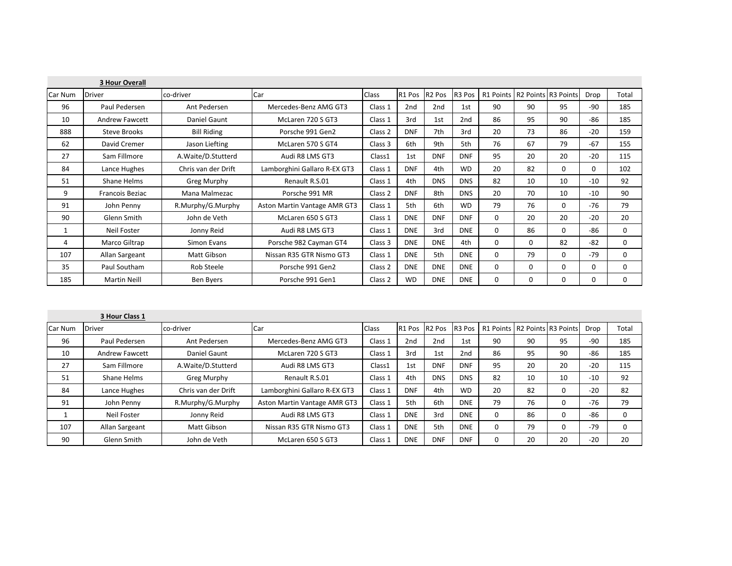## 3 Hour Overall

| Car Num | Driver | co-driver | Car | Class | R1 Pos | R2 Pos | R3 Pos | R1 Points | R2 Points | R3 Points | Drop | Total |
|---|---|---|---|---|---|---|---|---|---|---|---|---|
| 96 | Paul Pedersen | Ant Pedersen | Mercedes-Benz AMG GT3 | Class 1 | 2nd | 2nd | 1st | 90 | 90 | 95 | -90 | 185 |
| 10 | Andrew Fawcett | Daniel Gaunt | McLaren 720 S GT3 | Class 1 | 3rd | 1st | 2nd | 86 | 95 | 90 | -86 | 185 |
| 888 | Steve Brooks | Bill Riding | Porsche 991 Gen2 | Class 2 | DNF | 7th | 3rd | 20 | 73 | 86 | -20 | 159 |
| 62 | David Cremer | Jason Liefting | McLaren 570 S GT4 | Class 3 | 6th | 9th | 5th | 76 | 67 | 79 | -67 | 155 |
| 27 | Sam Fillmore | A.Waite/D.Stutterd | Audi R8 LMS GT3 | Class1 | 1st | DNF | DNF | 95 | 20 | 20 | -20 | 115 |
| 84 | Lance Hughes | Chris van der Drift | Lamborghini Gallaro R-EX GT3 | Class 1 | DNF | 4th | WD | 20 | 82 | 0 | 0 | 102 |
| 51 | Shane Helms | Greg Murphy | Renault R.S.01 | Class 1 | 4th | DNS | DNS | 82 | 10 | 10 | -10 | 92 |
| 9 | Francois Beziac | Mana Malmezac | Porsche 991 MR | Class 2 | DNF | 8th | DNS | 20 | 70 | 10 | -10 | 90 |
| 91 | John Penny | R.Murphy/G.Murphy | Aston Martin Vantage AMR GT3 | Class 1 | 5th | 6th | WD | 79 | 76 | 0 | -76 | 79 |
| 90 | Glenn Smith | John de Veth | McLaren 650 S GT3 | Class 1 | DNE | DNF | DNF | 0 | 20 | 20 | -20 | 20 |
| 1 | Neil Foster | Jonny Reid | Audi R8 LMS GT3 | Class 1 | DNE | 3rd | DNE | 0 | 86 | 0 | -86 | 0 |
| 4 | Marco Giltrap | Simon Evans | Porsche 982 Cayman GT4 | Class 3 | DNE | DNE | 4th | 0 | 0 | 82 | -82 | 0 |
| 107 | Allan Sargeant | Matt Gibson | Nissan R35 GTR Nismo GT3 | Class 1 | DNE | 5th | DNE | 0 | 79 | 0 | -79 | 0 |
| 35 | Paul Southam | Rob Steele | Porsche 991 Gen2 | Class 2 | DNE | DNE | DNE | 0 | 0 | 0 | 0 | 0 |
| 185 | Martin Neill | Ben Byers | Porsche 991 Gen1 | Class 2 | WD | DNE | DNE | 0 | 0 | 0 | 0 | 0 |

## 3 Hour Class 1

| Car Num | Driver | co-driver | Car | Class | R1 Pos | R2 Pos | R3 Pos | R1 Points | R2 Points | R3 Points | Drop | Total |
|---|---|---|---|---|---|---|---|---|---|---|---|---|
| 96 | Paul Pedersen | Ant Pedersen | Mercedes-Benz AMG GT3 | Class 1 | 2nd | 2nd | 1st | 90 | 90 | 95 | -90 | 185 |
| 10 | Andrew Fawcett | Daniel Gaunt | McLaren 720 S GT3 | Class 1 | 3rd | 1st | 2nd | 86 | 95 | 90 | -86 | 185 |
| 27 | Sam Fillmore | A.Waite/D.Stutterd | Audi R8 LMS GT3 | Class1 | 1st | DNF | DNF | 95 | 20 | 20 | -20 | 115 |
| 51 | Shane Helms | Greg Murphy | Renault R.S.01 | Class 1 | 4th | DNS | DNS | 82 | 10 | 10 | -10 | 92 |
| 84 | Lance Hughes | Chris van der Drift | Lamborghini Gallaro R-EX GT3 | Class 1 | DNF | 4th | WD | 20 | 82 | 0 | -20 | 82 |
| 91 | John Penny | R.Murphy/G.Murphy | Aston Martin Vantage AMR GT3 | Class 1 | 5th | 6th | DNE | 79 | 76 | 0 | -76 | 79 |
| 1 | Neil Foster | Jonny Reid | Audi R8 LMS GT3 | Class 1 | DNE | 3rd | DNE | 0 | 86 | 0 | -86 | 0 |
| 107 | Allan Sargeant | Matt Gibson | Nissan R35 GTR Nismo GT3 | Class 1 | DNE | 5th | DNE | 0 | 79 | 0 | -79 | 0 |
| 90 | Glenn Smith | John de Veth | McLaren 650 S GT3 | Class 1 | DNE | DNF | DNF | 0 | 20 | 20 | -20 | 20 |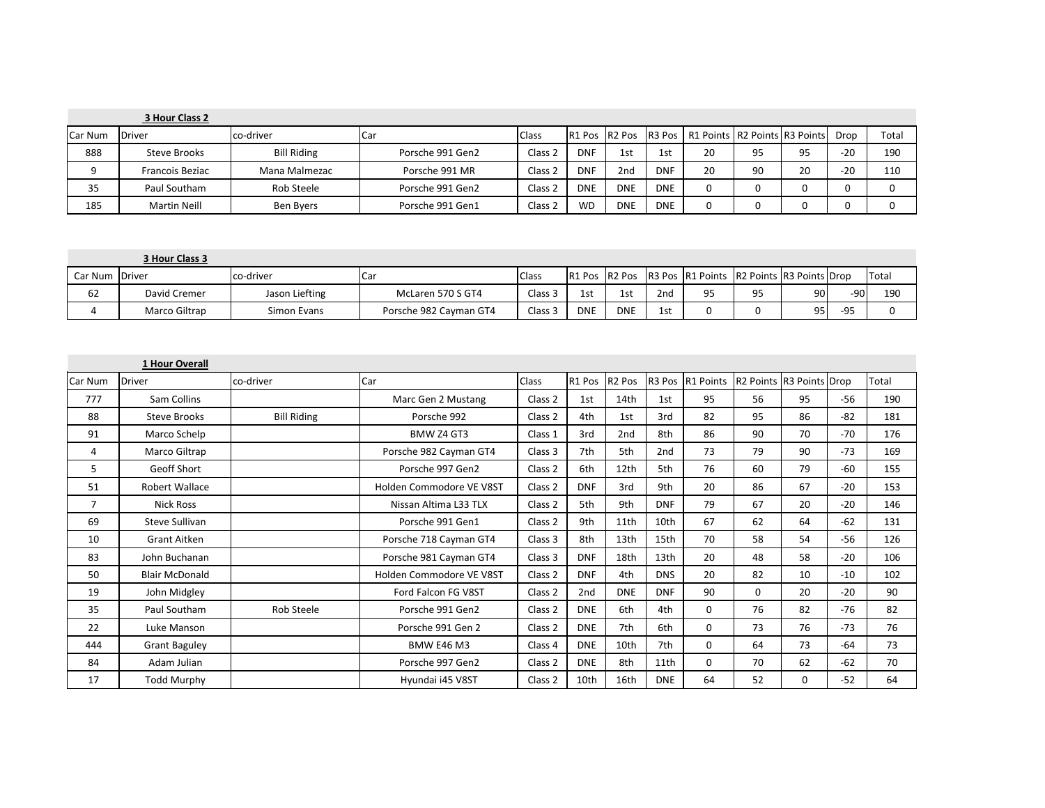**3 Hour Class 2**

| Car Num | Driver | co-driver | Car | Class | R1 Pos | R2 Pos | R3 Pos | R1 Points | R2 Points | R3 Points | Drop | Total |
|---|---|---|---|---|---|---|---|---|---|---|---|---|
| 888 | Steve Brooks | Bill Riding | Porsche 991 Gen2 | Class 2 | DNF | 1st | 1st | 20 | 95 | 95 | -20 | 190 |
| 9 | Francois Beziac | Mana Malmezac | Porsche 991 MR | Class 2 | DNF | 2nd | DNF | 20 | 90 | 20 | -20 | 110 |
| 35 | Paul Southam | Rob Steele | Porsche 991 Gen2 | Class 2 | DNE | DNE | DNE | 0 | 0 | 0 | 0 | 0 |
| 185 | Martin Neill | Ben Byers | Porsche 991 Gen1 | Class 2 | WD | DNE | DNE | 0 | 0 | 0 | 0 | 0 |

**3 Hour Class 3**

| Car Num | Driver | co-driver | Car | Class | R1 Pos | R2 Pos | R3 Pos | R1 Points | R2 Points | R3 Points | Drop | Total |
|---|---|---|---|---|---|---|---|---|---|---|---|---|
| 62 | David Cremer | Jason Liefting | McLaren 570 S GT4 | Class 3 | 1st | 1st | 2nd | 95 | 95 | 90 | -90 | 190 |
| 4 | Marco Giltrap | Simon Evans | Porsche 982 Cayman GT4 | Class 3 | DNE | DNE | 1st | 0 | 0 | 95 | -95 | 0 |

**1 Hour Overall**

| Car Num | Driver | co-driver | Car | Class | R1 Pos | R2 Pos | R3 Pos | R1 Points | R2 Points | R3 Points | Drop | Total |
|---|---|---|---|---|---|---|---|---|---|---|---|---|
| 777 | Sam Collins | | Marc Gen 2 Mustang | Class 2 | 1st | 14th | 1st | 95 | 56 | 95 | -56 | 190 |
| 88 | Steve Brooks | Bill Riding | Porsche 992 | Class 2 | 4th | 1st | 3rd | 82 | 95 | 86 | -82 | 181 |
| 91 | Marco Schelp | | BMW Z4 GT3 | Class 1 | 3rd | 2nd | 8th | 86 | 90 | 70 | -70 | 176 |
| 4 | Marco Giltrap | | Porsche 982 Cayman GT4 | Class 3 | 7th | 5th | 2nd | 73 | 79 | 90 | -73 | 169 |
| 5 | Geoff Short | | Porsche 997 Gen2 | Class 2 | 6th | 12th | 5th | 76 | 60 | 79 | -60 | 155 |
| 51 | Robert Wallace | | Holden Commodore VE V8ST | Class 2 | DNF | 3rd | 9th | 20 | 86 | 67 | -20 | 153 |
| 7 | Nick Ross | | Nissan Altima L33 TLX | Class 2 | 5th | 9th | DNF | 79 | 67 | 20 | -20 | 146 |
| 69 | Steve Sullivan | | Porsche 991 Gen1 | Class 2 | 9th | 11th | 10th | 67 | 62 | 64 | -62 | 131 |
| 10 | Grant Aitken | | Porsche 718 Cayman GT4 | Class 3 | 8th | 13th | 15th | 70 | 58 | 54 | -56 | 126 |
| 83 | John Buchanan | | Porsche 981 Cayman GT4 | Class 3 | DNF | 18th | 13th | 20 | 48 | 58 | -20 | 106 |
| 50 | Blair McDonald | | Holden Commodore VE V8ST | Class 2 | DNF | 4th | DNS | 20 | 82 | 10 | -10 | 102 |
| 19 | John Midgley | | Ford Falcon FG V8ST | Class 2 | 2nd | DNE | DNF | 90 | 0 | 20 | -20 | 90 |
| 35 | Paul Southam | Rob Steele | Porsche 991 Gen2 | Class 2 | DNE | 6th | 4th | 0 | 76 | 82 | -76 | 82 |
| 22 | Luke Manson | | Porsche 991 Gen 2 | Class 2 | DNE | 7th | 6th | 0 | 73 | 76 | -73 | 76 |
| 444 | Grant Baguley | | BMW E46 M3 | Class 4 | DNE | 10th | 7th | 0 | 64 | 73 | -64 | 73 |
| 84 | Adam Julian | | Porsche 997 Gen2 | Class 2 | DNE | 8th | 11th | 0 | 70 | 62 | -62 | 70 |
| 17 | Todd Murphy | | Hyundai i45 V8ST | Class 2 | 10th | 16th | DNE | 64 | 52 | 0 | -52 | 64 |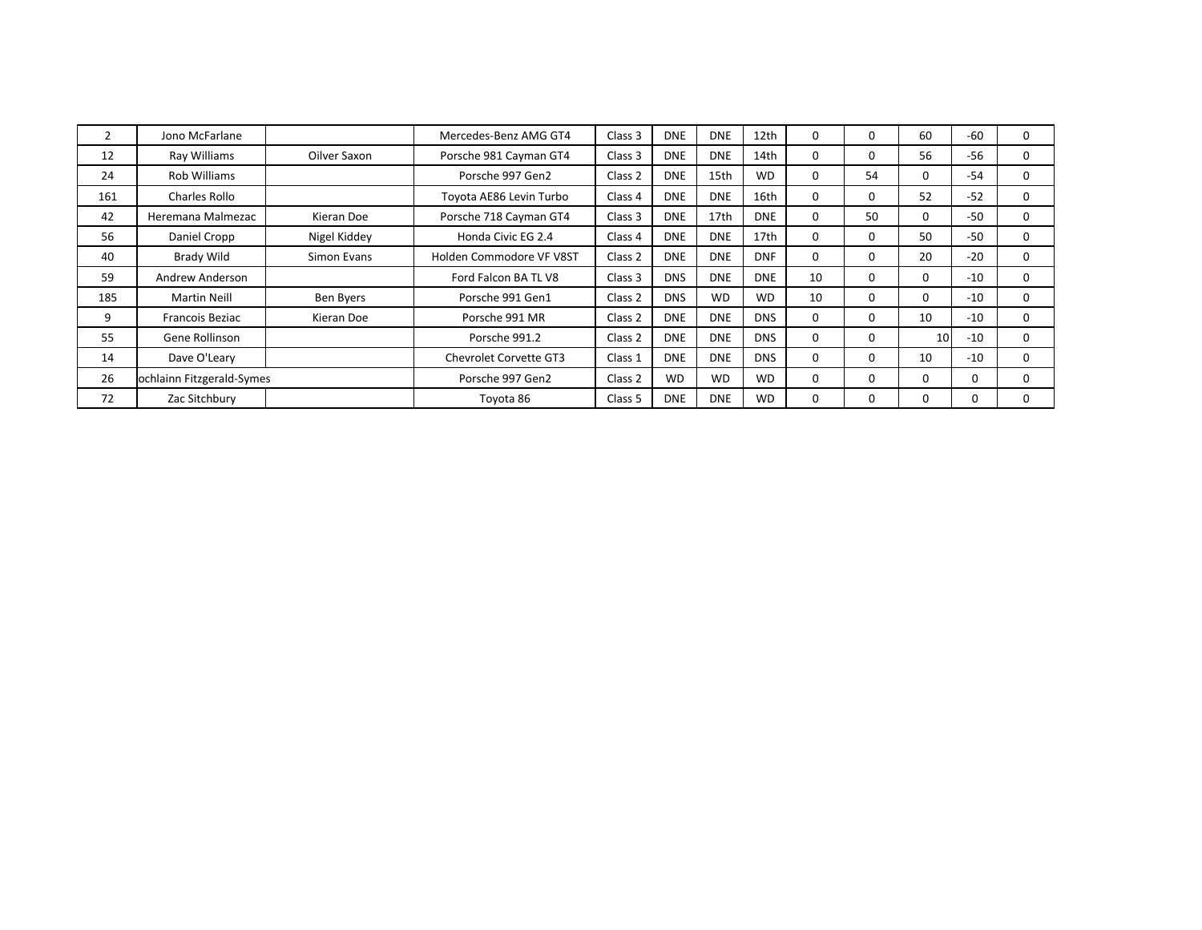| | | | | | | | | | | | | |
|---|---|---|---|---|---|---|---|---|---|---|---|---|
| 2 | Jono McFarlane | | Mercedes-Benz AMG GT4 | Class 3 | DNE | DNE | 12th | 0 | 0 | 60 | -60 | 0 |
| 12 | Ray Williams | Oilver Saxon | Porsche 981 Cayman GT4 | Class 3 | DNE | DNE | 14th | 0 | 0 | 56 | -56 | 0 |
| 24 | Rob Williams | | Porsche 997 Gen2 | Class 2 | DNE | 15th | WD | 0 | 54 | 0 | -54 | 0 |
| 161 | Charles Rollo | | Toyota AE86 Levin Turbo | Class 4 | DNE | DNE | 16th | 0 | 0 | 52 | -52 | 0 |
| 42 | Heremana Malmezac | Kieran Doe | Porsche 718 Cayman GT4 | Class 3 | DNE | 17th | DNE | 0 | 50 | 0 | -50 | 0 |
| 56 | Daniel Cropp | Nigel Kiddey | Honda Civic EG 2.4 | Class 4 | DNE | DNE | 17th | 0 | 0 | 50 | -50 | 0 |
| 40 | Brady Wild | Simon Evans | Holden Commodore VF V8ST | Class 2 | DNE | DNE | DNF | 0 | 0 | 20 | -20 | 0 |
| 59 | Andrew Anderson | | Ford Falcon BA TL V8 | Class 3 | DNS | DNE | DNE | 10 | 0 | 0 | -10 | 0 |
| 185 | Martin Neill | Ben Byers | Porsche 991 Gen1 | Class 2 | DNS | WD | WD | 10 | 0 | 0 | -10 | 0 |
| 9 | Francois Beziac | Kieran Doe | Porsche 991 MR | Class 2 | DNE | DNE | DNS | 0 | 0 | 10 | -10 | 0 |
| 55 | Gene Rollinson | | Porsche 991.2 | Class 2 | DNE | DNE | DNS | 0 | 0 | 10 | -10 | 0 |
| 14 | Dave O'Leary | | Chevrolet Corvette GT3 | Class 1 | DNE | DNE | DNS | 0 | 0 | 10 | -10 | 0 |
| 26 | ochlainn Fitzgerald-Symes | | Porsche 997 Gen2 | Class 2 | WD | WD | WD | 0 | 0 | 0 | 0 | 0 |
| 72 | Zac Sitchbury | | Toyota 86 | Class 5 | DNE | DNE | WD | 0 | 0 | 0 | 0 | 0 |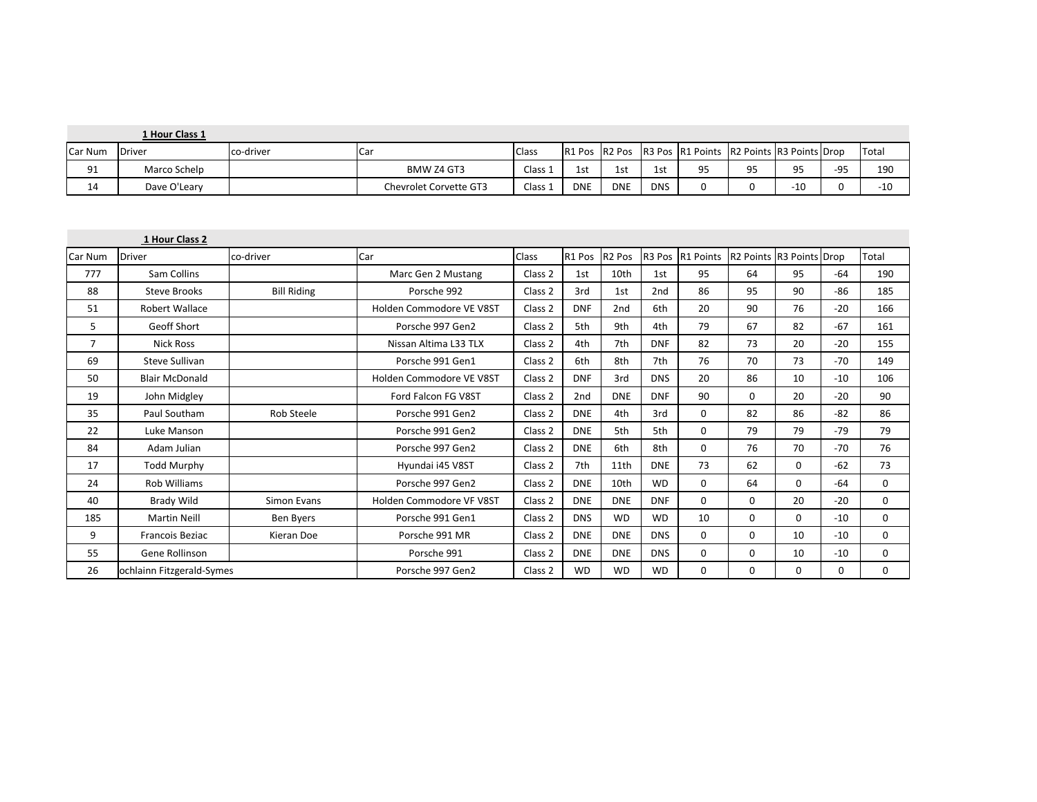**1 Hour Class 1**

| Car Num | Driver | co-driver | Car | Class | R1 Pos | R2 Pos | R3 Pos | R1 Points | R2 Points | R3 Points | Drop | Total |
|---|---|---|---|---|---|---|---|---|---|---|---|---|
| 91 | Marco Schelp | | BMW Z4 GT3 | Class 1 | 1st | 1st | 1st | 95 | 95 | 95 | -95 | 190 |
| 14 | Dave O'Leary | | Chevrolet Corvette GT3 | Class 1 | DNE | DNE | DNS | 0 | 0 | -10 | 0 | -10 |

**1 Hour Class 2**

| Car Num | Driver | co-driver | Car | Class | R1 Pos | R2 Pos | R3 Pos | R1 Points | R2 Points | R3 Points | Drop | Total |
|---|---|---|---|---|---|---|---|---|---|---|---|---|
| 777 | Sam Collins | | Marc Gen 2 Mustang | Class 2 | 1st | 10th | 1st | 95 | 64 | 95 | -64 | 190 |
| 88 | Steve Brooks | Bill Riding | Porsche 992 | Class 2 | 3rd | 1st | 2nd | 86 | 95 | 90 | -86 | 185 |
| 51 | Robert Wallace | | Holden Commodore VE V8ST | Class 2 | DNF | 2nd | 6th | 20 | 90 | 76 | -20 | 166 |
| 5 | Geoff Short | | Porsche 997 Gen2 | Class 2 | 5th | 9th | 4th | 79 | 67 | 82 | -67 | 161 |
| 7 | Nick Ross | | Nissan Altima L33 TLX | Class 2 | 4th | 7th | DNF | 82 | 73 | 20 | -20 | 155 |
| 69 | Steve Sullivan | | Porsche 991 Gen1 | Class 2 | 6th | 8th | 7th | 76 | 70 | 73 | -70 | 149 |
| 50 | Blair McDonald | | Holden Commodore VE V8ST | Class 2 | DNF | 3rd | DNS | 20 | 86 | 10 | -10 | 106 |
| 19 | John Midgley | | Ford Falcon FG V8ST | Class 2 | 2nd | DNE | DNF | 90 | 0 | 20 | -20 | 90 |
| 35 | Paul Southam | Rob Steele | Porsche 991 Gen2 | Class 2 | DNE | 4th | 3rd | 0 | 82 | 86 | -82 | 86 |
| 22 | Luke Manson | | Porsche 991 Gen2 | Class 2 | DNE | 5th | 5th | 0 | 79 | 79 | -79 | 79 |
| 84 | Adam Julian | | Porsche 997 Gen2 | Class 2 | DNE | 6th | 8th | 0 | 76 | 70 | -70 | 76 |
| 17 | Todd Murphy | | Hyundai i45 V8ST | Class 2 | 7th | 11th | DNE | 73 | 62 | 0 | -62 | 73 |
| 24 | Rob Williams | | Porsche 997 Gen2 | Class 2 | DNE | 10th | WD | 0 | 64 | 0 | -64 | 0 |
| 40 | Brady Wild | Simon Evans | Holden Commodore VF V8ST | Class 2 | DNE | DNE | DNF | 0 | 0 | 20 | -20 | 0 |
| 185 | Martin Neill | Ben Byers | Porsche 991 Gen1 | Class 2 | DNS | WD | WD | 10 | 0 | 0 | -10 | 0 |
| 9 | Francois Beziac | Kieran Doe | Porsche 991 MR | Class 2 | DNE | DNE | DNS | 0 | 0 | 10 | -10 | 0 |
| 55 | Gene Rollinson | | Porsche 991 | Class 2 | DNE | DNE | DNS | 0 | 0 | 10 | -10 | 0 |
| 26 | ochlainn Fitzgerald-Symes | | Porsche 997 Gen2 | Class 2 | WD | WD | WD | 0 | 0 | 0 | 0 | 0 |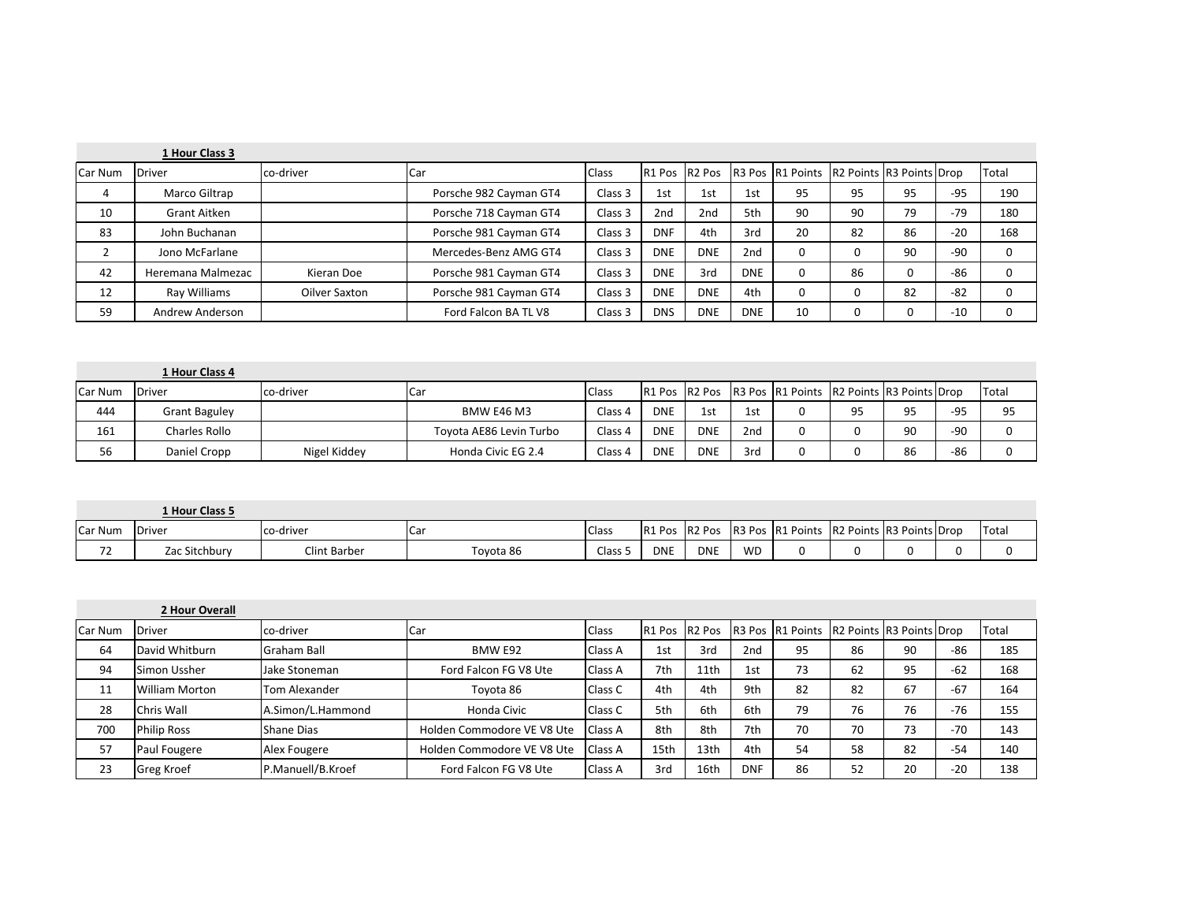**1 Hour Class 3**

| Car Num | Driver | co-driver | Car | Class | R1 Pos | R2 Pos | R3 Pos | R1 Points | R2 Points | R3 Points | Drop | Total |
|---|---|---|---|---|---|---|---|---|---|---|---|---|
| 4 | Marco Giltrap | | Porsche 982 Cayman GT4 | Class 3 | 1st | 1st | 1st | 95 | 95 | 95 | -95 | 190 |
| 10 | Grant Aitken | | Porsche 718 Cayman GT4 | Class 3 | 2nd | 2nd | 5th | 90 | 90 | 79 | -79 | 180 |
| 83 | John Buchanan | | Porsche 981 Cayman GT4 | Class 3 | DNF | 4th | 3rd | 20 | 82 | 86 | -20 | 168 |
| 2 | Jono McFarlane | | Mercedes-Benz AMG GT4 | Class 3 | DNE | DNE | 2nd | 0 | 0 | 90 | -90 | 0 |
| 42 | Heremana Malmezac | Kieran Doe | Porsche 981 Cayman GT4 | Class 3 | DNE | 3rd | DNE | 0 | 86 | 0 | -86 | 0 |
| 12 | Ray Williams | Oilver Saxton | Porsche 981 Cayman GT4 | Class 3 | DNE | DNE | 4th | 0 | 0 | 82 | -82 | 0 |
| 59 | Andrew Anderson | | Ford Falcon BA TL V8 | Class 3 | DNS | DNE | DNE | 10 | 0 | 0 | -10 | 0 |

**1 Hour Class 4**

| Car Num | Driver | co-driver | Car | Class | R1 Pos | R2 Pos | R3 Pos | R1 Points | R2 Points | R3 Points | Drop | Total |
|---|---|---|---|---|---|---|---|---|---|---|---|---|
| 444 | Grant Baguley | | BMW E46 M3 | Class 4 | DNE | 1st | 1st | 0 | 95 | 95 | -95 | 95 |
| 161 | Charles Rollo | | Toyota AE86 Levin Turbo | Class 4 | DNE | DNE | 2nd | 0 | 0 | 90 | -90 | 0 |
| 56 | Daniel Cropp | Nigel Kiddey | Honda Civic EG 2.4 | Class 4 | DNE | DNE | 3rd | 0 | 0 | 86 | -86 | 0 |

**1 Hour Class 5**

| Car Num | Driver | co-driver | Car | Class | R1 Pos | R2 Pos | R3 Pos | R1 Points | R2 Points | R3 Points | Drop | Total |
|---|---|---|---|---|---|---|---|---|---|---|---|---|
| 72 | Zac Sitchbury | Clint Barber | Toyota 86 | Class 5 | DNE | DNE | WD | 0 | 0 | 0 | 0 | 0 |

**2 Hour Overall**

| Car Num | Driver | co-driver | Car | Class | R1 Pos | R2 Pos | R3 Pos | R1 Points | R2 Points | R3 Points | Drop | Total |
|---|---|---|---|---|---|---|---|---|---|---|---|---|
| 64 | David Whitburn | Graham Ball | BMW E92 | Class A | 1st | 3rd | 2nd | 95 | 86 | 90 | -86 | 185 |
| 94 | Simon Ussher | Jake Stoneman | Ford Falcon FG V8 Ute | Class A | 7th | 11th | 1st | 73 | 62 | 95 | -62 | 168 |
| 11 | William Morton | Tom Alexander | Toyota 86 | Class C | 4th | 4th | 9th | 82 | 82 | 67 | -67 | 164 |
| 28 | Chris Wall | A.Simon/L.Hammond | Honda Civic | Class C | 5th | 6th | 6th | 79 | 76 | 76 | -76 | 155 |
| 700 | Philip Ross | Shane Dias | Holden Commodore VE V8 Ute | Class A | 8th | 8th | 7th | 70 | 70 | 73 | -70 | 143 |
| 57 | Paul Fougere | Alex Fougere | Holden Commodore VE V8 Ute | Class A | 15th | 13th | 4th | 54 | 58 | 82 | -54 | 140 |
| 23 | Greg Kroef | P.Manuell/B.Kroef | Ford Falcon FG V8 Ute | Class A | 3rd | 16th | DNF | 86 | 52 | 20 | -20 | 138 |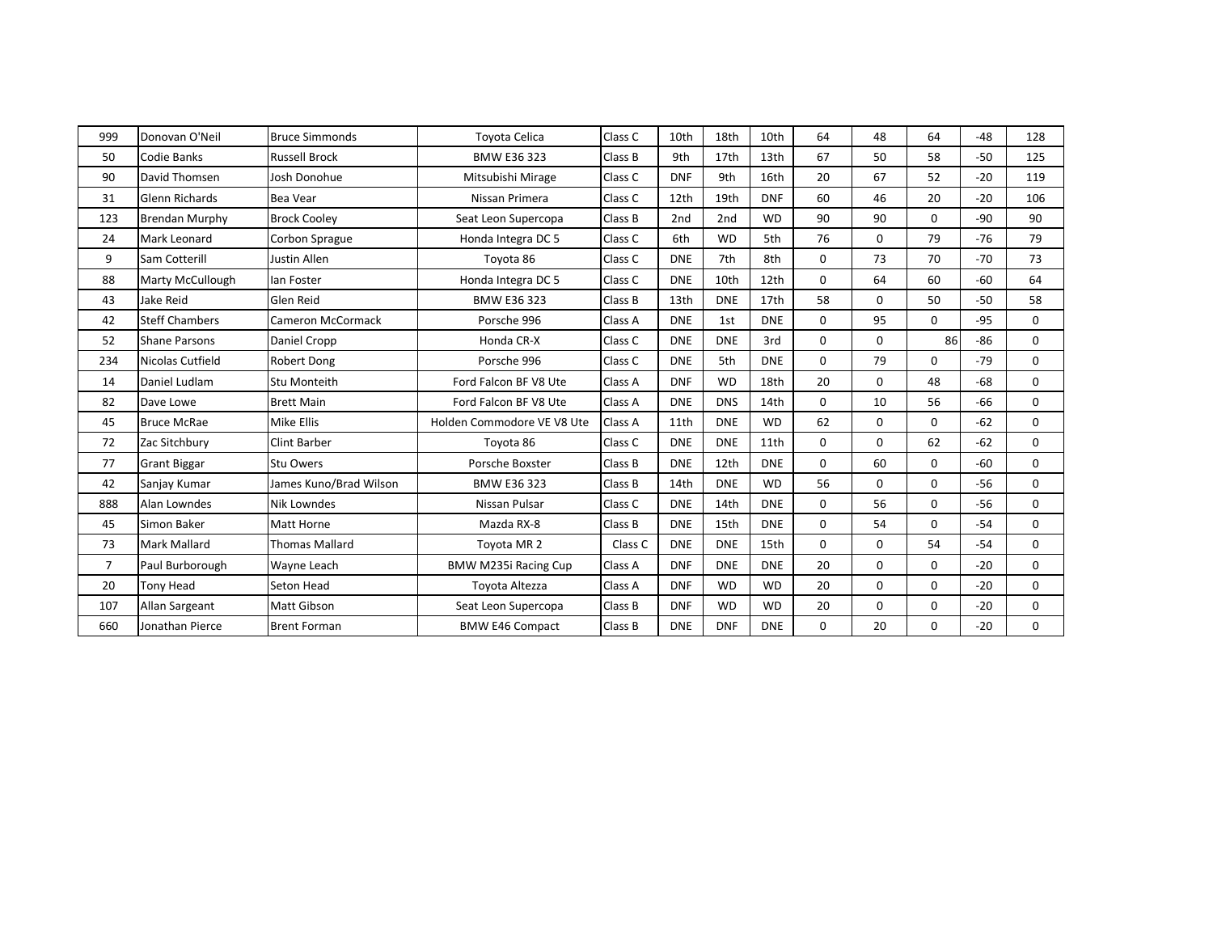| | | | | | | | | | | | | |
|---|---|---|---|---|---|---|---|---|---|---|---|---|
| 999 | Donovan O'Neil | Bruce Simmonds | Toyota Celica | Class C | 10th | 18th | 10th | 64 | 48 | 64 | -48 | 128 |
| 50 | Codie Banks | Russell Brock | BMW E36 323 | Class B | 9th | 17th | 13th | 67 | 50 | 58 | -50 | 125 |
| 90 | David Thomsen | Josh Donohue | Mitsubishi Mirage | Class C | DNF | 9th | 16th | 20 | 67 | 52 | -20 | 119 |
| 31 | Glenn Richards | Bea Vear | Nissan Primera | Class C | 12th | 19th | DNF | 60 | 46 | 20 | -20 | 106 |
| 123 | Brendan Murphy | Brock Cooley | Seat Leon Supercopa | Class B | 2nd | 2nd | WD | 90 | 90 | 0 | -90 | 90 |
| 24 | Mark Leonard | Corbon Sprague | Honda Integra DC 5 | Class C | 6th | WD | 5th | 76 | 0 | 79 | -76 | 79 |
| 9 | Sam Cotterill | Justin Allen | Toyota 86 | Class C | DNE | 7th | 8th | 0 | 73 | 70 | -70 | 73 |
| 88 | Marty McCullough | Ian Foster | Honda Integra DC 5 | Class C | DNE | 10th | 12th | 0 | 64 | 60 | -60 | 64 |
| 43 | Jake Reid | Glen Reid | BMW E36 323 | Class B | 13th | DNE | 17th | 58 | 0 | 50 | -50 | 58 |
| 42 | Steff Chambers | Cameron McCormack | Porsche 996 | Class A | DNE | 1st | DNE | 0 | 95 | 0 | -95 | 0 |
| 52 | Shane Parsons | Daniel Cropp | Honda CR-X | Class C | DNE | DNE | 3rd | 0 | 0 | 86 | -86 | 0 |
| 234 | Nicolas Cutfield | Robert Dong | Porsche 996 | Class C | DNE | 5th | DNE | 0 | 79 | 0 | -79 | 0 |
| 14 | Daniel Ludlam | Stu Monteith | Ford Falcon BF V8 Ute | Class A | DNF | WD | 18th | 20 | 0 | 48 | -68 | 0 |
| 82 | Dave Lowe | Brett Main | Ford Falcon BF V8 Ute | Class A | DNE | DNS | 14th | 0 | 10 | 56 | -66 | 0 |
| 45 | Bruce McRae | Mike Ellis | Holden Commodore VE V8 Ute | Class A | 11th | DNE | WD | 62 | 0 | 0 | -62 | 0 |
| 72 | Zac Sitchbury | Clint Barber | Toyota 86 | Class C | DNE | DNE | 11th | 0 | 0 | 62 | -62 | 0 |
| 77 | Grant Biggar | Stu Owers | Porsche Boxster | Class B | DNE | 12th | DNE | 0 | 60 | 0 | -60 | 0 |
| 42 | Sanjay Kumar | James Kuno/Brad Wilson | BMW E36 323 | Class B | 14th | DNE | WD | 56 | 0 | 0 | -56 | 0 |
| 888 | Alan Lowndes | Nik Lowndes | Nissan Pulsar | Class C | DNE | 14th | DNE | 0 | 56 | 0 | -56 | 0 |
| 45 | Simon Baker | Matt Horne | Mazda RX-8 | Class B | DNE | 15th | DNE | 0 | 54 | 0 | -54 | 0 |
| 73 | Mark Mallard | Thomas Mallard | Toyota MR 2 | Class C | DNE | DNE | 15th | 0 | 0 | 54 | -54 | 0 |
| 7 | Paul Burborough | Wayne Leach | BMW M235i Racing Cup | Class A | DNF | DNE | DNE | 20 | 0 | 0 | -20 | 0 |
| 20 | Tony Head | Seton Head | Toyota Altezza | Class A | DNF | WD | WD | 20 | 0 | 0 | -20 | 0 |
| 107 | Allan Sargeant | Matt Gibson | Seat Leon Supercopa | Class B | DNF | WD | WD | 20 | 0 | 0 | -20 | 0 |
| 660 | Jonathan Pierce | Brent Forman | BMW E46 Compact | Class B | DNE | DNF | DNE | 0 | 20 | 0 | -20 | 0 |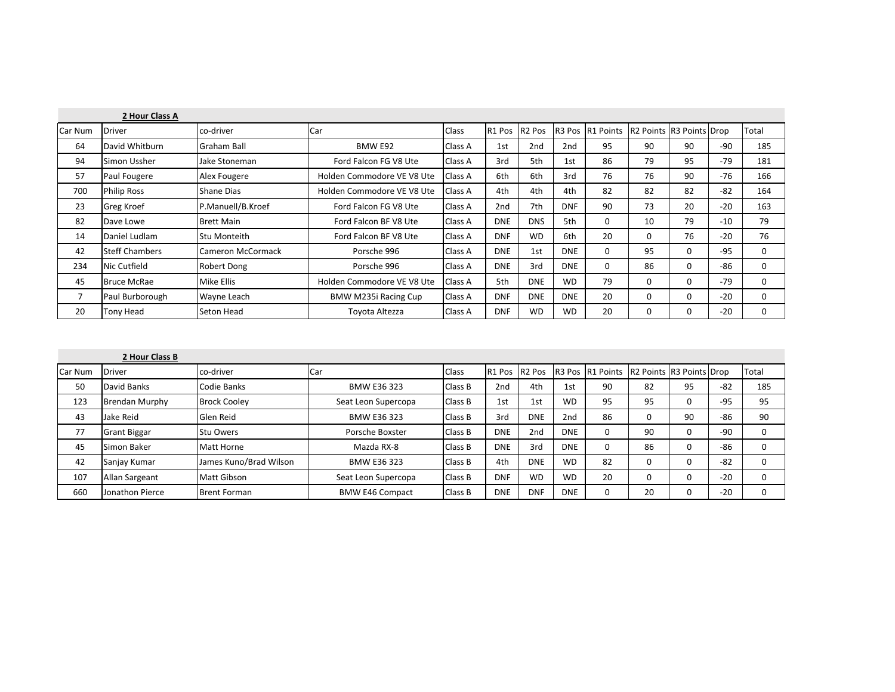**2 Hour Class A**

| Car Num | Driver | co-driver | Car | Class | R1 Pos | R2 Pos | R3 Pos | R1 Points | R2 Points | R3 Points | Drop | Total |
|---|---|---|---|---|---|---|---|---|---|---|---|---|
| 64 | David Whitburn | Graham Ball | BMW E92 | Class A | 1st | 2nd | 2nd | 95 | 90 | 90 | -90 | 185 |
| 94 | Simon Ussher | Jake Stoneman | Ford Falcon FG V8 Ute | Class A | 3rd | 5th | 1st | 86 | 79 | 95 | -79 | 181 |
| 57 | Paul Fougere | Alex Fougere | Holden Commodore VE V8 Ute | Class A | 6th | 6th | 3rd | 76 | 76 | 90 | -76 | 166 |
| 700 | Philip Ross | Shane Dias | Holden Commodore VE V8 Ute | Class A | 4th | 4th | 4th | 82 | 82 | 82 | -82 | 164 |
| 23 | Greg Kroef | P.Manuell/B.Kroef | Ford Falcon FG V8 Ute | Class A | 2nd | 7th | DNF | 90 | 73 | 20 | -20 | 163 |
| 82 | Dave Lowe | Brett Main | Ford Falcon BF V8 Ute | Class A | DNE | DNS | 5th | 0 | 10 | 79 | -10 | 79 |
| 14 | Daniel Ludlam | Stu Monteith | Ford Falcon BF V8 Ute | Class A | DNF | WD | 6th | 20 | 0 | 76 | -20 | 76 |
| 42 | Steff Chambers | Cameron McCormack | Porsche 996 | Class A | DNE | 1st | DNE | 0 | 95 | 0 | -95 | 0 |
| 234 | Nic Cutfield | Robert Dong | Porsche 996 | Class A | DNE | 3rd | DNE | 0 | 86 | 0 | -86 | 0 |
| 45 | Bruce McRae | Mike Ellis | Holden Commodore VE V8 Ute | Class A | 5th | DNE | WD | 79 | 0 | 0 | -79 | 0 |
| 7 | Paul Burborough | Wayne Leach | BMW M235i Racing Cup | Class A | DNF | DNE | DNE | 20 | 0 | 0 | -20 | 0 |
| 20 | Tony Head | Seton Head | Toyota Altezza | Class A | DNF | WD | WD | 20 | 0 | 0 | -20 | 0 |

**2 Hour Class B**

| Car Num | Driver | co-driver | Car | Class | R1 Pos | R2 Pos | R3 Pos | R1 Points | R2 Points | R3 Points | Drop | Total |
|---|---|---|---|---|---|---|---|---|---|---|---|---|
| 50 | David Banks | Codie Banks | BMW E36 323 | Class B | 2nd | 4th | 1st | 90 | 82 | 95 | -82 | 185 |
| 123 | Brendan Murphy | Brock Cooley | Seat Leon Supercopa | Class B | 1st | 1st | WD | 95 | 95 | 0 | -95 | 95 |
| 43 | Jake Reid | Glen Reid | BMW E36 323 | Class B | 3rd | DNE | 2nd | 86 | 0 | 90 | -86 | 90 |
| 77 | Grant Biggar | Stu Owers | Porsche Boxster | Class B | DNE | 2nd | DNE | 0 | 90 | 0 | -90 | 0 |
| 45 | Simon Baker | Matt Horne | Mazda RX-8 | Class B | DNE | 3rd | DNE | 0 | 86 | 0 | -86 | 0 |
| 42 | Sanjay Kumar | James Kuno/Brad Wilson | BMW E36 323 | Class B | 4th | DNE | WD | 82 | 0 | 0 | -82 | 0 |
| 107 | Allan Sargeant | Matt Gibson | Seat Leon Supercopa | Class B | DNF | WD | WD | 20 | 0 | 0 | -20 | 0 |
| 660 | Jonathon Pierce | Brent Forman | BMW E46 Compact | Class B | DNE | DNF | DNE | 0 | 20 | 0 | -20 | 0 |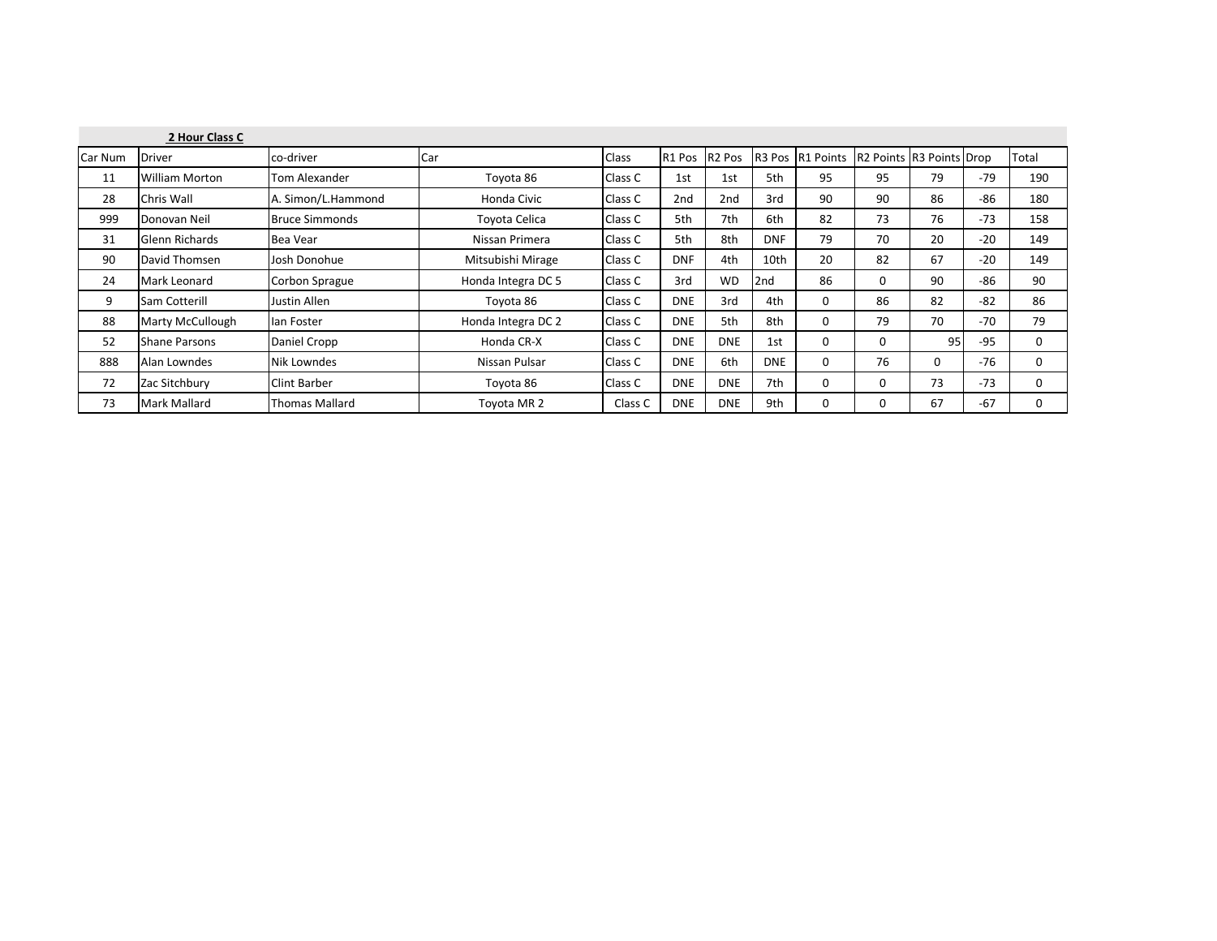**2 Hour Class C**

| Car Num | Driver | co-driver | Car | Class | R1 Pos | R2 Pos | R3 Pos | R1 Points | R2 Points | R3 Points | Drop | Total |
|---|---|---|---|---|---|---|---|---|---|---|---|---|
| 11 | William Morton | Tom Alexander | Toyota 86 | Class C | 1st | 1st | 5th | 95 | 95 | 79 | -79 | 190 |
| 28 | Chris Wall | A. Simon/L.Hammond | Honda Civic | Class C | 2nd | 2nd | 3rd | 90 | 90 | 86 | -86 | 180 |
| 999 | Donovan Neil | Bruce Simmonds | Toyota Celica | Class C | 5th | 7th | 6th | 82 | 73 | 76 | -73 | 158 |
| 31 | Glenn Richards | Bea Vear | Nissan Primera | Class C | 5th | 8th | DNF | 79 | 70 | 20 | -20 | 149 |
| 90 | David Thomsen | Josh Donohue | Mitsubishi Mirage | Class C | DNF | 4th | 10th | 20 | 82 | 67 | -20 | 149 |
| 24 | Mark Leonard | Corbon Sprague | Honda Integra DC 5 | Class C | 3rd | WD | 2nd | 86 | 0 | 90 | -86 | 90 |
| 9 | Sam Cotterill | Justin Allen | Toyota 86 | Class C | DNE | 3rd | 4th | 0 | 86 | 82 | -82 | 86 |
| 88 | Marty McCullough | Ian Foster | Honda Integra DC 2 | Class C | DNE | 5th | 8th | 0 | 79 | 70 | -70 | 79 |
| 52 | Shane Parsons | Daniel Cropp | Honda CR-X | Class C | DNE | DNE | 1st | 0 | 0 | 95 | -95 | 0 |
| 888 | Alan Lowndes | Nik Lowndes | Nissan Pulsar | Class C | DNE | 6th | DNE | 0 | 76 | 0 | -76 | 0 |
| 72 | Zac Sitchbury | Clint Barber | Toyota 86 | Class C | DNE | DNE | 7th | 0 | 0 | 73 | -73 | 0 |
| 73 | Mark Mallard | Thomas Mallard | Toyota MR 2 | Class C | DNE | DNE | 9th | 0 | 0 | 67 | -67 | 0 |